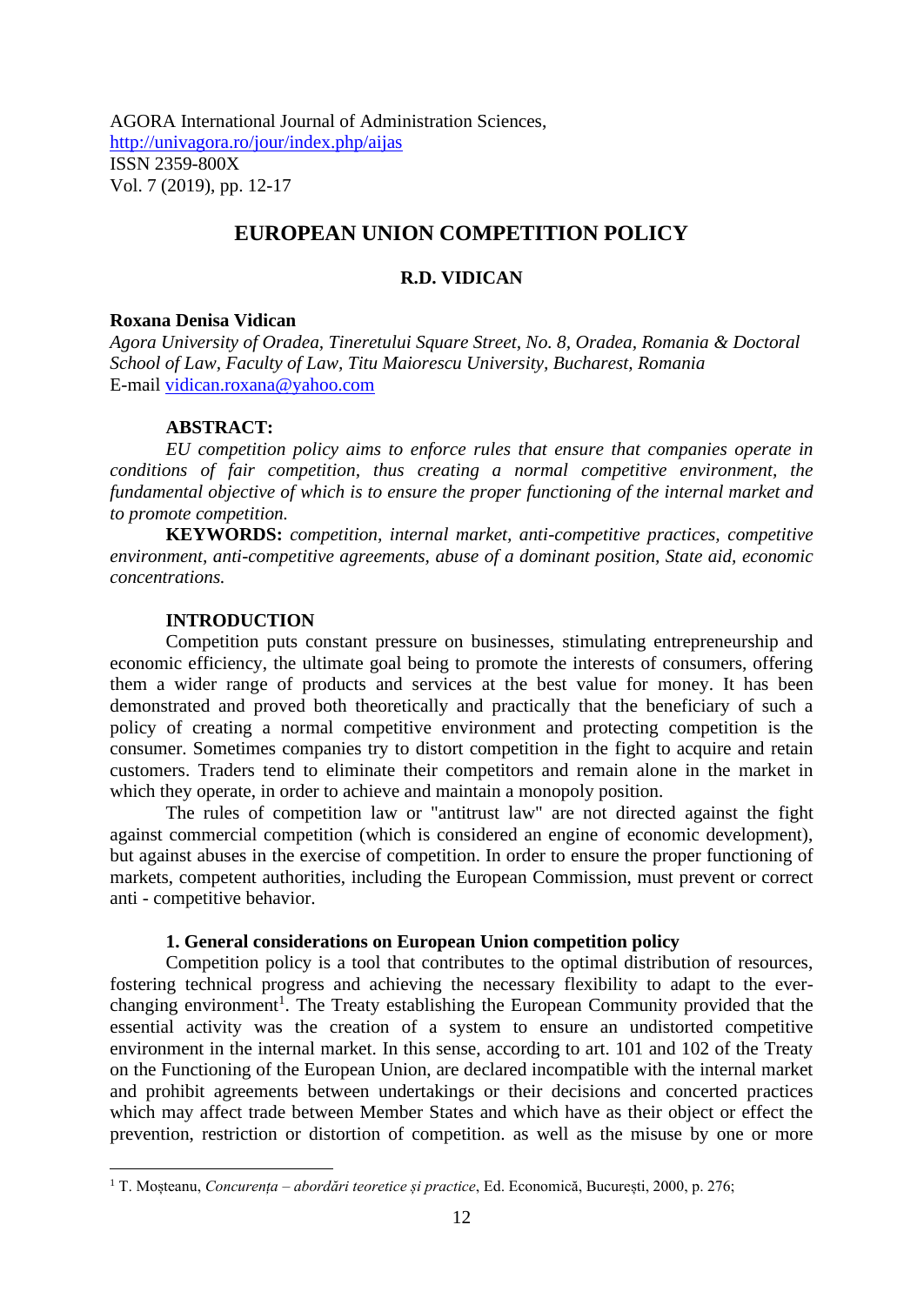AGORA International Journal of Administration Sciences,
http://univagora.ro/jour/index.php/aijas
ISSN 2359-800X
Vol. 7 (2019), pp. 12-17

# EUROPEAN UNION COMPETITION POLICY

**R.D. VIDICAN**

**Roxana Denisa Vidican**
*Agora University of Oradea, Tineretului Square Street, No. 8, Oradea, Romania & Doctoral School of Law, Faculty of Law, Titu Maiorescu University, Bucharest, Romania*
E-mail vidican.roxana@yahoo.com

**ABSTRACT:**
*EU competition policy aims to enforce rules that ensure that companies operate in conditions of fair competition, thus creating a normal competitive environment, the fundamental objective of which is to ensure the proper functioning of the internal market and to promote competition.*

**KEYWORDS:** *competition, internal market, anti-competitive practices, competitive environment, anti-competitive agreements, abuse of a dominant position, State aid, economic concentrations.*

## INTRODUCTION

Competition puts constant pressure on businesses, stimulating entrepreneurship and economic efficiency, the ultimate goal being to promote the interests of consumers, offering them a wider range of products and services at the best value for money. It has been demonstrated and proved both theoretically and practically that the beneficiary of such a policy of creating a normal competitive environment and protecting competition is the consumer. Sometimes companies try to distort competition in the fight to acquire and retain customers. Traders tend to eliminate their competitors and remain alone in the market in which they operate, in order to achieve and maintain a monopoly position.

The rules of competition law or "antitrust law" are not directed against the fight against commercial competition (which is considered an engine of economic development), but against abuses in the exercise of competition. In order to ensure the proper functioning of markets, competent authorities, including the European Commission, must prevent or correct anti - competitive behavior.

## 1. General considerations on European Union competition policy

Competition policy is a tool that contributes to the optimal distribution of resources, fostering technical progress and achieving the necessary flexibility to adapt to the ever-changing environment[1]. The Treaty establishing the European Community provided that the essential activity was the creation of a system to ensure an undistorted competitive environment in the internal market. In this sense, according to art. 101 and 102 of the Treaty on the Functioning of the European Union, are declared incompatible with the internal market and prohibit agreements between undertakings or their decisions and concerted practices which may affect trade between Member States and which have as their object or effect the prevention, restriction or distortion of competition. as well as the misuse by one or more

[1] T. Moșteanu, *Concurența – abordări teoretice și practice*, Ed. Economică, București, 2000, p. 276;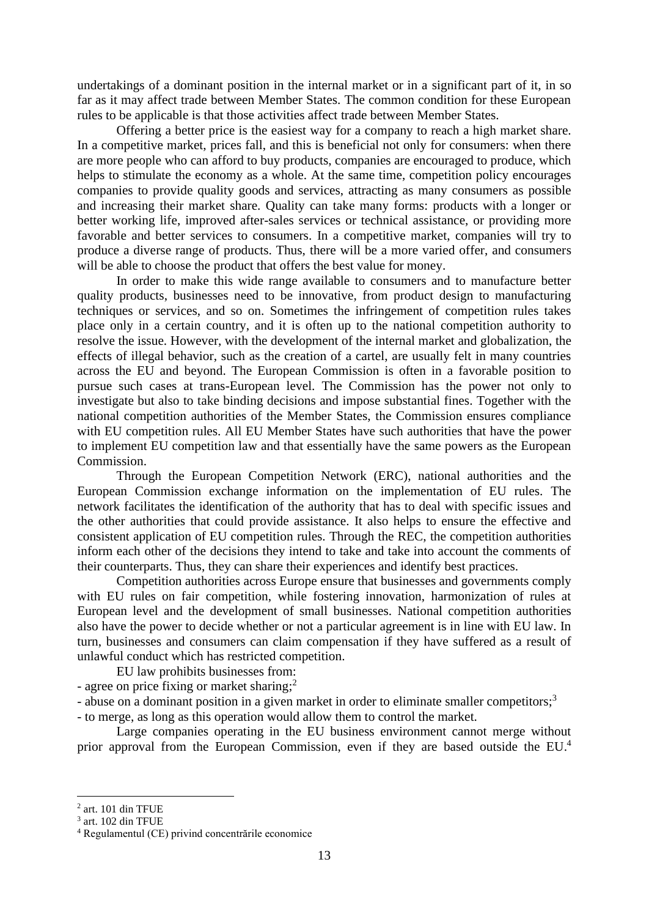undertakings of a dominant position in the internal market or in a significant part of it, in so far as it may affect trade between Member States. The common condition for these European rules to be applicable is that those activities affect trade between Member States.

Offering a better price is the easiest way for a company to reach a high market share. In a competitive market, prices fall, and this is beneficial not only for consumers: when there are more people who can afford to buy products, companies are encouraged to produce, which helps to stimulate the economy as a whole. At the same time, competition policy encourages companies to provide quality goods and services, attracting as many consumers as possible and increasing their market share. Quality can take many forms: products with a longer or better working life, improved after-sales services or technical assistance, or providing more favorable and better services to consumers. In a competitive market, companies will try to produce a diverse range of products. Thus, there will be a more varied offer, and consumers will be able to choose the product that offers the best value for money.

In order to make this wide range available to consumers and to manufacture better quality products, businesses need to be innovative, from product design to manufacturing techniques or services, and so on. Sometimes the infringement of competition rules takes place only in a certain country, and it is often up to the national competition authority to resolve the issue. However, with the development of the internal market and globalization, the effects of illegal behavior, such as the creation of a cartel, are usually felt in many countries across the EU and beyond. The European Commission is often in a favorable position to pursue such cases at trans-European level. The Commission has the power not only to investigate but also to take binding decisions and impose substantial fines. Together with the national competition authorities of the Member States, the Commission ensures compliance with EU competition rules. All EU Member States have such authorities that have the power to implement EU competition law and that essentially have the same powers as the European Commission.

Through the European Competition Network (ERC), national authorities and the European Commission exchange information on the implementation of EU rules. The network facilitates the identification of the authority that has to deal with specific issues and the other authorities that could provide assistance. It also helps to ensure the effective and consistent application of EU competition rules. Through the REC, the competition authorities inform each other of the decisions they intend to take and take into account the comments of their counterparts. Thus, they can share their experiences and identify best practices.

Competition authorities across Europe ensure that businesses and governments comply with EU rules on fair competition, while fostering innovation, harmonization of rules at European level and the development of small businesses. National competition authorities also have the power to decide whether or not a particular agreement is in line with EU law. In turn, businesses and consumers can claim compensation if they have suffered as a result of unlawful conduct which has restricted competition.

EU law prohibits businesses from:

- agree on price fixing or market sharing;[2]
- abuse on a dominant position in a given market in order to eliminate smaller competitors;[3]
- to merge, as long as this operation would allow them to control the market.

Large companies operating in the EU business environment cannot merge without prior approval from the European Commission, even if they are based outside the EU.[4]

---

[2] art. 101 din TFUE

[3] art. 102 din TFUE

[4] Regulamentul (CE) privind concentrările economice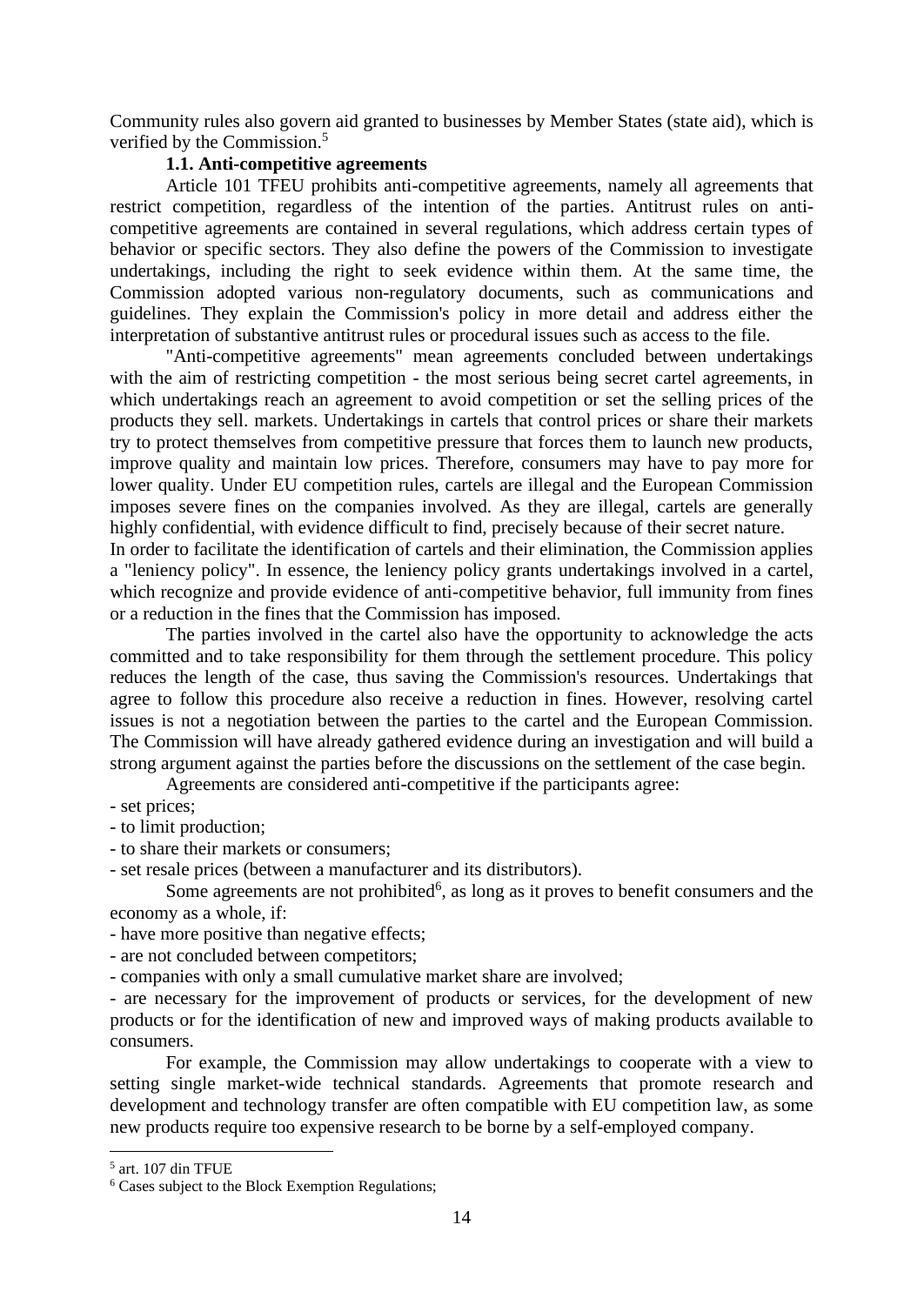Community rules also govern aid granted to businesses by Member States (state aid), which is verified by the Commission.[5]

### 1.1. Anti-competitive agreements

Article 101 TFEU prohibits anti-competitive agreements, namely all agreements that restrict competition, regardless of the intention of the parties. Antitrust rules on anti-competitive agreements are contained in several regulations, which address certain types of behavior or specific sectors. They also define the powers of the Commission to investigate undertakings, including the right to seek evidence within them. At the same time, the Commission adopted various non-regulatory documents, such as communications and guidelines. They explain the Commission's policy in more detail and address either the interpretation of substantive antitrust rules or procedural issues such as access to the file.

"Anti-competitive agreements" mean agreements concluded between undertakings with the aim of restricting competition - the most serious being secret cartel agreements, in which undertakings reach an agreement to avoid competition or set the selling prices of the products they sell. markets. Undertakings in cartels that control prices or share their markets try to protect themselves from competitive pressure that forces them to launch new products, improve quality and maintain low prices. Therefore, consumers may have to pay more for lower quality. Under EU competition rules, cartels are illegal and the European Commission imposes severe fines on the companies involved. As they are illegal, cartels are generally highly confidential, with evidence difficult to find, precisely because of their secret nature.

In order to facilitate the identification of cartels and their elimination, the Commission applies a "leniency policy". In essence, the leniency policy grants undertakings involved in a cartel, which recognize and provide evidence of anti-competitive behavior, full immunity from fines or a reduction in the fines that the Commission has imposed.

The parties involved in the cartel also have the opportunity to acknowledge the acts committed and to take responsibility for them through the settlement procedure. This policy reduces the length of the case, thus saving the Commission's resources. Undertakings that agree to follow this procedure also receive a reduction in fines. However, resolving cartel issues is not a negotiation between the parties to the cartel and the European Commission. The Commission will have already gathered evidence during an investigation and will build a strong argument against the parties before the discussions on the settlement of the case begin.

Agreements are considered anti-competitive if the participants agree:

- set prices;
- to limit production;
- to share their markets or consumers;
- set resale prices (between a manufacturer and its distributors).

Some agreements are not prohibited[6], as long as it proves to benefit consumers and the economy as a whole, if:

- have more positive than negative effects;
- are not concluded between competitors;
- companies with only a small cumulative market share are involved;
- are necessary for the improvement of products or services, for the development of new products or for the identification of new and improved ways of making products available to consumers.

For example, the Commission may allow undertakings to cooperate with a view to setting single market-wide technical standards. Agreements that promote research and development and technology transfer are often compatible with EU competition law, as some new products require too expensive research to be borne by a self-employed company.

---

[5] art. 107 din TFUE

[6] Cases subject to the Block Exemption Regulations;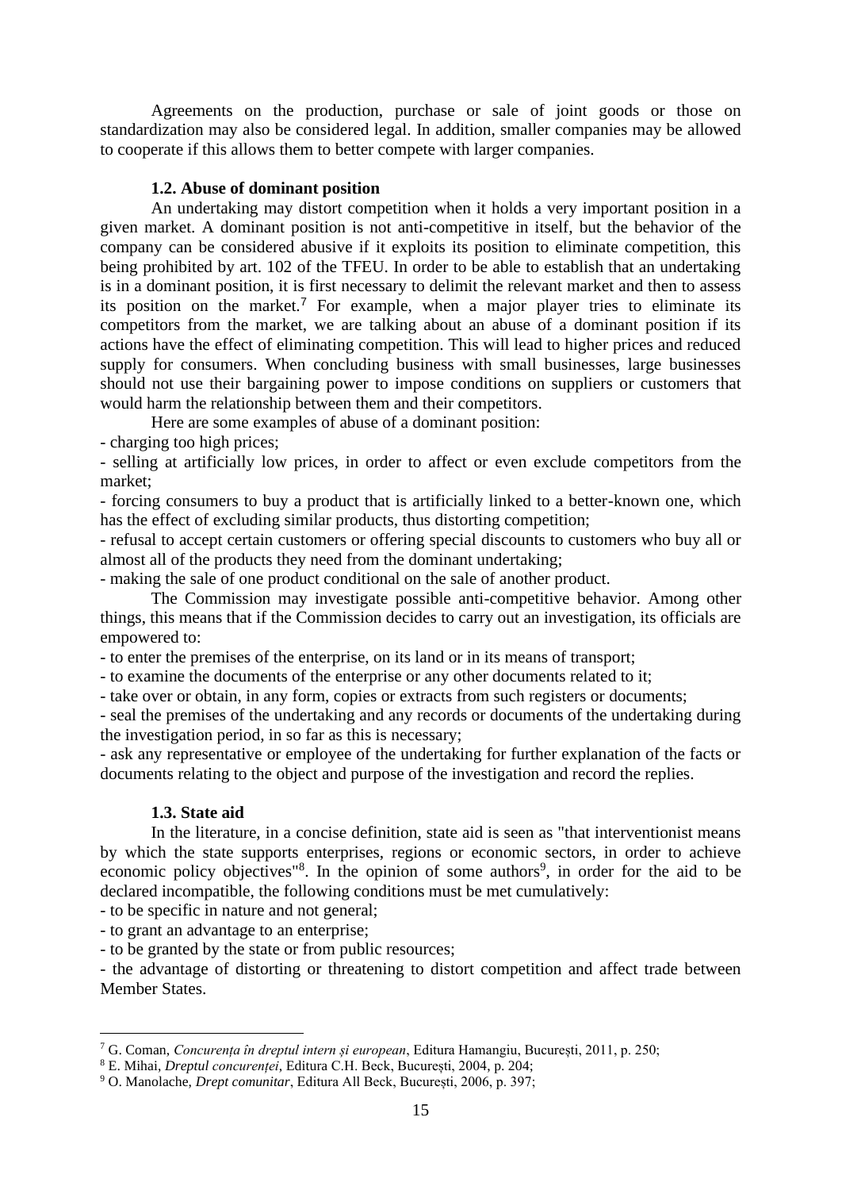Agreements on the production, purchase or sale of joint goods or those on standardization may also be considered legal. In addition, smaller companies may be allowed to cooperate if this allows them to better compete with larger companies.

### 1.2. Abuse of dominant position

An undertaking may distort competition when it holds a very important position in a given market. A dominant position is not anti-competitive in itself, but the behavior of the company can be considered abusive if it exploits its position to eliminate competition, this being prohibited by art. 102 of the TFEU. In order to be able to establish that an undertaking is in a dominant position, it is first necessary to delimit the relevant market and then to assess its position on the market.[7] For example, when a major player tries to eliminate its competitors from the market, we are talking about an abuse of a dominant position if its actions have the effect of eliminating competition. This will lead to higher prices and reduced supply for consumers. When concluding business with small businesses, large businesses should not use their bargaining power to impose conditions on suppliers or customers that would harm the relationship between them and their competitors.

Here are some examples of abuse of a dominant position:

- charging too high prices;
- selling at artificially low prices, in order to affect or even exclude competitors from the market;
- forcing consumers to buy a product that is artificially linked to a better-known one, which has the effect of excluding similar products, thus distorting competition;
- refusal to accept certain customers or offering special discounts to customers who buy all or almost all of the products they need from the dominant undertaking;
- making the sale of one product conditional on the sale of another product.

The Commission may investigate possible anti-competitive behavior. Among other things, this means that if the Commission decides to carry out an investigation, its officials are empowered to:

- to enter the premises of the enterprise, on its land or in its means of transport;
- to examine the documents of the enterprise or any other documents related to it;
- take over or obtain, in any form, copies or extracts from such registers or documents;
- seal the premises of the undertaking and any records or documents of the undertaking during the investigation period, in so far as this is necessary;
- ask any representative or employee of the undertaking for further explanation of the facts or documents relating to the object and purpose of the investigation and record the replies.

### 1.3. State aid

In the literature, in a concise definition, state aid is seen as "that interventionist means by which the state supports enterprises, regions or economic sectors, in order to achieve economic policy objectives"[8]. In the opinion of some authors[9], in order for the aid to be declared incompatible, the following conditions must be met cumulatively:

- to be specific in nature and not general;
- to grant an advantage to an enterprise;
- to be granted by the state or from public resources;
- the advantage of distorting or threatening to distort competition and affect trade between Member States.

---

[7] G. Coman, *Concurența în dreptul intern și european*, Editura Hamangiu, București, 2011, p. 250;

[8] E. Mihai, *Dreptul concurenței*, Editura C.H. Beck, București, 2004, p. 204;

[9] O. Manolache, *Drept comunitar*, Editura All Beck, București, 2006, p. 397;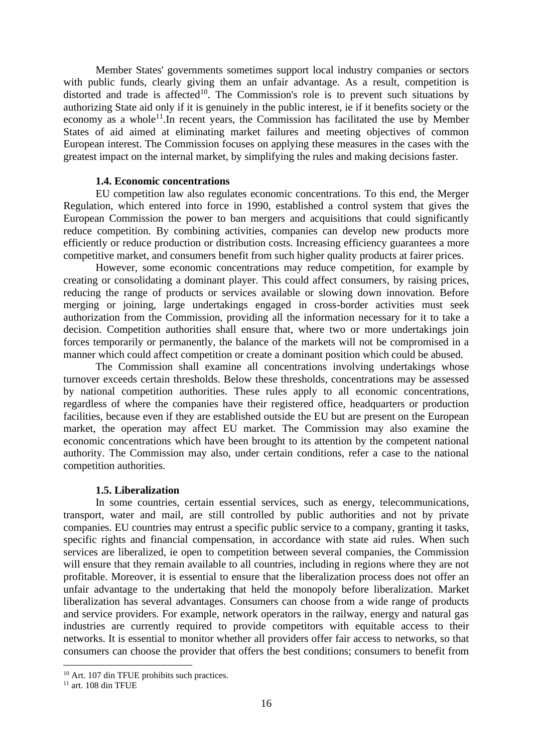Member States' governments sometimes support local industry companies or sectors with public funds, clearly giving them an unfair advantage. As a result, competition is distorted and trade is affected[10]. The Commission's role is to prevent such situations by authorizing State aid only if it is genuinely in the public interest, ie if it benefits society or the economy as a whole[11].In recent years, the Commission has facilitated the use by Member States of aid aimed at eliminating market failures and meeting objectives of common European interest. The Commission focuses on applying these measures in the cases with the greatest impact on the internal market, by simplifying the rules and making decisions faster.

### 1.4. Economic concentrations

EU competition law also regulates economic concentrations. To this end, the Merger Regulation, which entered into force in 1990, established a control system that gives the European Commission the power to ban mergers and acquisitions that could significantly reduce competition. By combining activities, companies can develop new products more efficiently or reduce production or distribution costs. Increasing efficiency guarantees a more competitive market, and consumers benefit from such higher quality products at fairer prices.

However, some economic concentrations may reduce competition, for example by creating or consolidating a dominant player. This could affect consumers, by raising prices, reducing the range of products or services available or slowing down innovation. Before merging or joining, large undertakings engaged in cross-border activities must seek authorization from the Commission, providing all the information necessary for it to take a decision. Competition authorities shall ensure that, where two or more undertakings join forces temporarily or permanently, the balance of the markets will not be compromised in a manner which could affect competition or create a dominant position which could be abused.

The Commission shall examine all concentrations involving undertakings whose turnover exceeds certain thresholds. Below these thresholds, concentrations may be assessed by national competition authorities. These rules apply to all economic concentrations, regardless of where the companies have their registered office, headquarters or production facilities, because even if they are established outside the EU but are present on the European market, the operation may affect EU market. The Commission may also examine the economic concentrations which have been brought to its attention by the competent national authority. The Commission may also, under certain conditions, refer a case to the national competition authorities.

### 1.5. Liberalization

In some countries, certain essential services, such as energy, telecommunications, transport, water and mail, are still controlled by public authorities and not by private companies. EU countries may entrust a specific public service to a company, granting it tasks, specific rights and financial compensation, in accordance with state aid rules. When such services are liberalized, ie open to competition between several companies, the Commission will ensure that they remain available to all countries, including in regions where they are not profitable. Moreover, it is essential to ensure that the liberalization process does not offer an unfair advantage to the undertaking that held the monopoly before liberalization. Market liberalization has several advantages. Consumers can choose from a wide range of products and service providers. For example, network operators in the railway, energy and natural gas industries are currently required to provide competitors with equitable access to their networks. It is essential to monitor whether all providers offer fair access to networks, so that consumers can choose the provider that offers the best conditions; consumers to benefit from

---

[10] Art. 107 din TFUE prohibits such practices.

[11] art. 108 din TFUE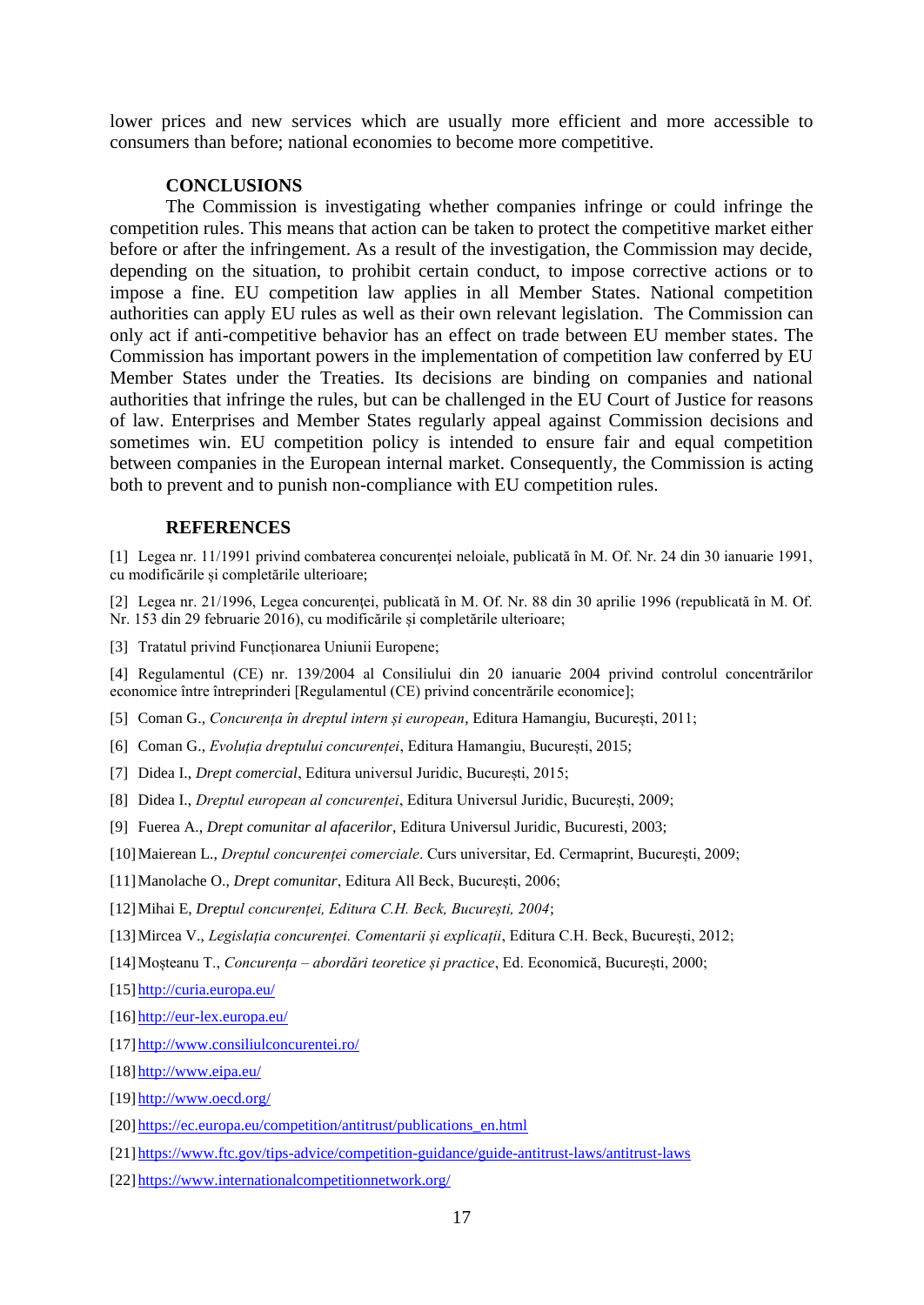lower prices and new services which are usually more efficient and more accessible to consumers than before; national economies to become more competitive.

## CONCLUSIONS

The Commission is investigating whether companies infringe or could infringe the competition rules. This means that action can be taken to protect the competitive market either before or after the infringement. As a result of the investigation, the Commission may decide, depending on the situation, to prohibit certain conduct, to impose corrective actions or to impose a fine. EU competition law applies in all Member States. National competition authorities can apply EU rules as well as their own relevant legislation. The Commission can only act if anti-competitive behavior has an effect on trade between EU member states. The Commission has important powers in the implementation of competition law conferred by EU Member States under the Treaties. Its decisions are binding on companies and national authorities that infringe the rules, but can be challenged in the EU Court of Justice for reasons of law. Enterprises and Member States regularly appeal against Commission decisions and sometimes win. EU competition policy is intended to ensure fair and equal competition between companies in the European internal market. Consequently, the Commission is acting both to prevent and to punish non-compliance with EU competition rules.

## REFERENCES

[1] Legea nr. 11/1991 privind combaterea concurenței neloiale, publicată în M. Of. Nr. 24 din 30 ianuarie 1991, cu modificările și completările ulterioare;

[2] Legea nr. 21/1996, Legea concurenței, publicată în M. Of. Nr. 88 din 30 aprilie 1996 (republicată în M. Of. Nr. 153 din 29 februarie 2016), cu modificările și completările ulterioare;

[3] Tratatul privind Funcționarea Uniunii Europene;

[4] Regulamentul (CE) nr. 139/2004 al Consiliului din 20 ianuarie 2004 privind controlul concentrărilor economice între întreprinderi [Regulamentul (CE) privind concentrările economice];

[5] Coman G., *Concurența în dreptul intern și european*, Editura Hamangiu, București, 2011;

[6] Coman G., *Evoluția dreptului concurenței*, Editura Hamangiu, București, 2015;

[7] Didea I., *Drept comercial*, Editura universul Juridic, București, 2015;

[8] Didea I., *Dreptul european al concurenței*, Editura Universul Juridic, București, 2009;

[9] Fuerea A., *Drept comunitar al afacerilor*, Editura Universul Juridic, Bucuresti, 2003;

[10] Maierean L., *Dreptul concurenței comerciale*. Curs universitar, Ed. Cermaprint, București, 2009;

[11] Manolache O., *Drept comunitar*, Editura All Beck, București, 2006;

[12] Mihai E, *Dreptul concurenței, Editura C.H. Beck, București, 2004*;

[13] Mircea V., *Legislația concurenței. Comentarii și explicații*, Editura C.H. Beck, București, 2012;

[14] Moșteanu T., *Concurența – abordări teoretice și practice*, Ed. Economică, București, 2000;

[15] http://curia.europa.eu/

[16] http://eur-lex.europa.eu/

[17] http://www.consiliulconcurentei.ro/

[18] http://www.eipa.eu/

[19] http://www.oecd.org/

[20] https://ec.europa.eu/competition/antitrust/publications_en.html

[21] https://www.ftc.gov/tips-advice/competition-guidance/guide-antitrust-laws/antitrust-laws

[22] https://www.internationalcompetitionnetwork.org/